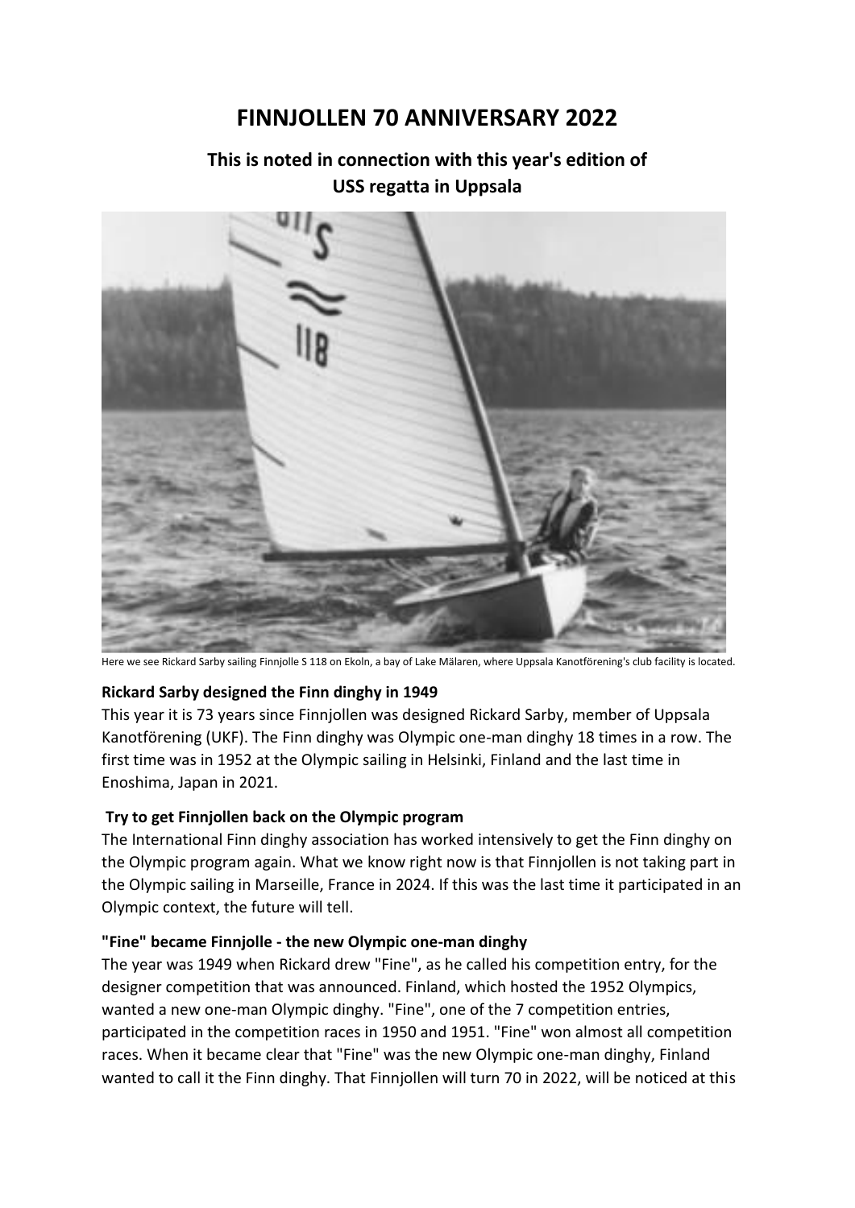# FINNJOLLEN 70 ANNIVERSARY 2022

## This is noted in connection with this year's edition of USS regatta in Uppsala

Here we see Rickard Sarby sailing Finnjolle S 118 on Ekoln, a bay of Lake Mälaren, where Uppsala Kanotförening's club facility is located.

### Rickard Sarby designed the Finn dinghy in 1949

This year it is 73 years since Finnjollen was designed Rickard Sarby, member of Uppsala Kanotförening (UKF). The Finn dinghy was Olympic one-man dinghy 18 times in a row. The first time was in 1952 at the Olympic sailing in Helsinki, Finland and the last time in Enoshima, Japan in 2021.

### Try to get Finnjollen back on the Olympic program

The International Finn dinghy association has worked intensively to get the Finn dinghy on the Olympic program again. What we know right now is that Finnjollen is not taking part in the Olympic sailing in Marseille, France in 2024. If this was the last time it participated in an Olympic context, the future will tell.

### "Fine" became Finnjolle - the new Olympic one-man dinghy

The year was 1949 when Rickard drew "Fine", as he called his competition entry, for the designer competition that was announced. Finland, which hosted the 1952 Olympics, wanted a new one-man Olympic dinghy. "Fine", one of the 7 competition entries, participated in the competition races in 1950 and 1951. "Fine" won almost all competition races. When it became clear that "Fine" was the new Olympic one-man dinghy, Finland wanted to call it the Finn dinghy. That Finnjollen will turn 70 in 2022, will be noticed at this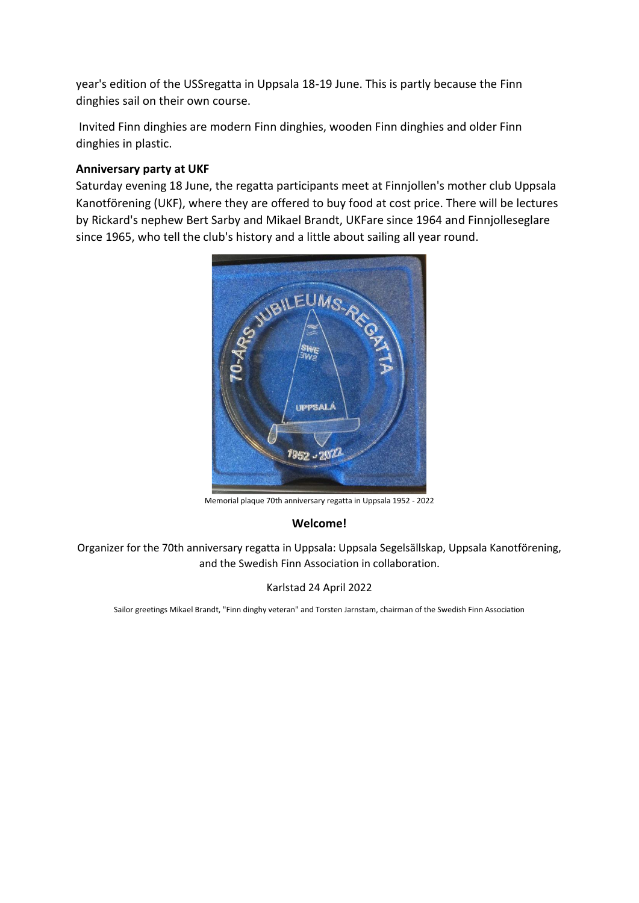year's edition of the USSregatta in Uppsala 18-19 June. This is partly because the Finn dinghies sail on their own course.

Invited Finn dinghies are modern Finn dinghies, wooden Finn dinghies and older Finn dinghies in plastic.

**Anniversary party at UKF**

Saturday evening 18 June, the regatta participants meet at Finnjollen's mother club Uppsala Kanotförening (UKF), where they are offered to buy food at cost price. There will be lectures by Rickard's nephew Bert Sarby and Mikael Brandt, UKFare since 1964 and Finnjolleseglare since 1965, who tell the club's history and a little about sailing all year round.

Memorial plaque 70th anniversary regatta in Uppsala 1952 - 2022

**Welcome!**

Organizer for the 70th anniversary regatta in Uppsala: Uppsala Segelsällskap, Uppsala Kanotförening, and the Swedish Finn Association in collaboration.

Karlstad 24 April 2022

Sailor greetings Mikael Brandt, "Finn dinghy veteran" and Torsten Jarnstam, chairman of the Swedish Finn Association